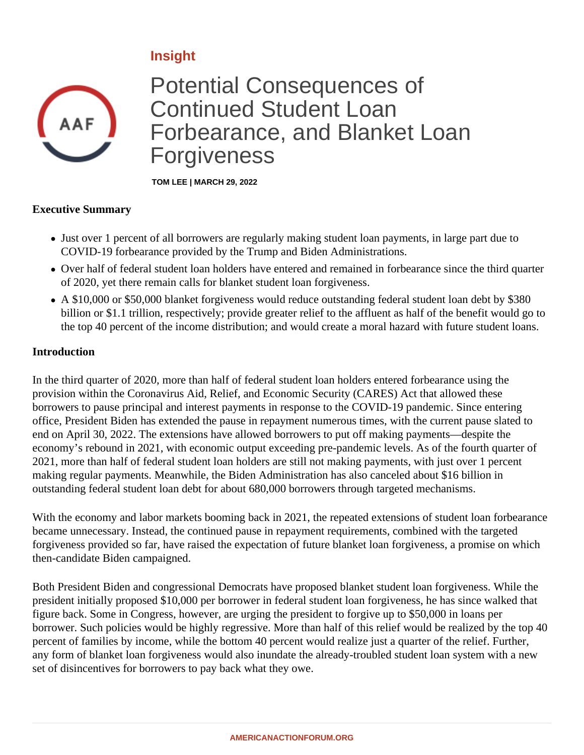Insight

# Potential Consequences of Continued Student Loan Forbearance, and Blanket Loan Forgiveness

**TOM LEE | MARCH 29, 2022**

## Executive Summary

- Just over 1 percent of all borrowers are regularly making student loan payments, in large part due to COVID-19 forbearance provided by the Trump and Biden Administrations.
- Over half of federal student loan holders have entered and remained in forbearance since the third quarter of 2020, yet there remain calls for blanket student loan forgiveness.
- A $10,000 or $50,000 blanket forgiveness would reduce outstanding federal student loan debt by $380 billion or $1.1 trillion, respectively; provide greater relief to the affluent as half of the benefit would go to the top 40 percent of the income distribution; and would create a moral hazard with future student loans.

## Introduction

In the third quarter of 2020, more than half of federal student loan holders entered forbearance using the provision within the Coronavirus Aid, Relief, and Economic Security (CARES) Act that allowed these borrowers to pause principal and interest payments in response to the COVID-19 pandemic. Since entering office, President Biden has extended the pause in repayment numerous times, with the current pause slated to end on April 30, 2022. The extensions have allowed borrowers to put off making payments—despite the economy's rebound in 2021, with economic output exceeding pre-pandemic levels. As of the fourth quarter of 2021, more than half of federal student loan holders are still not making payments, with just over 1 percent making regular payments. Meanwhile, the Biden Administration has also canceled about $16 billion in outstanding federal student loan debt for about 680,000 borrowers through targeted mechanisms.

With the economy and labor markets booming back in 2021, the repeated extensions of student loan forbearance became unnecessary. Instead, the continued pause in repayment requirements, combined with the targeted forgiveness provided so far, have raised the expectation of future blanket loan forgiveness, a promise on which then-candidate Biden campaigned.

Both President Biden and congressional Democrats have proposed blanket student loan forgiveness. While the president initially proposed $10,000 per borrower in federal student loan forgiveness, he has since walked that figure back. Some in Congress, however, are urging the president to forgive up to $50,000 in loans per borrower. Such policies would be highly regressive. More than half of this relief would be realized by the top 40 percent of families by income, while the bottom 40 percent would realize just a quarter of the relief. Further, any form of blanket loan forgiveness would also inundate the already-troubled student loan system with a new set of disincentives for borrowers to pay back what they owe.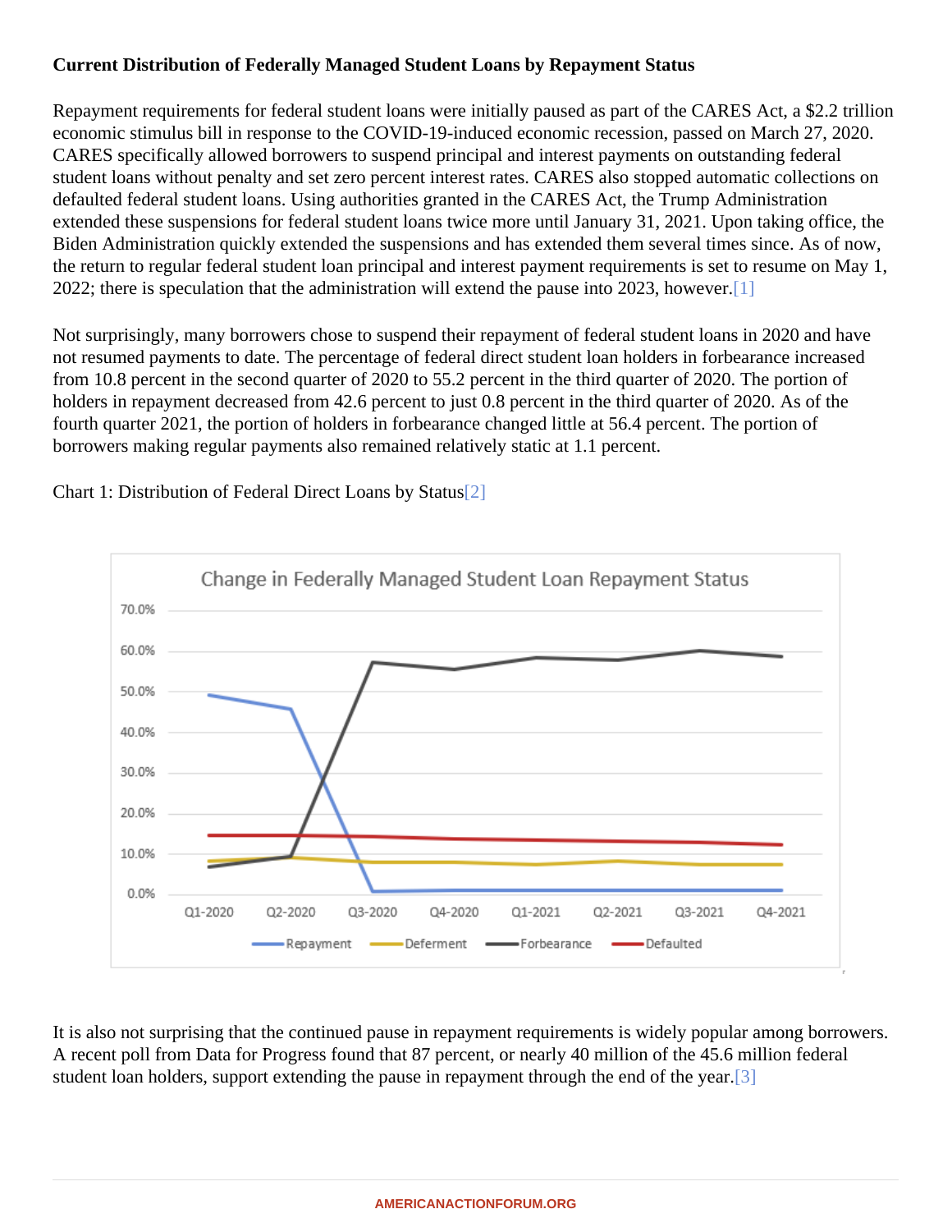### Current Distribution of Federally Managed Student Loans by Repayment Status

Repayment requirements for federal student loans were initially paused as part of the CARES Act, a $2.2 trillion economic stimulus bill in response to the COVID-19-induced economic recession, passed on March 27, 2020. CARES specifically allowed borrowers to suspend principal and interest payments on outstanding federal student loans without penalty and set zero percent interest rates. CARES also stopped automatic collections on defaulted federal student loans. Using authorities granted in the CARES Act, the Trump Administration extended these suspensions for federal student loans twice more until January 31, 2021. Upon taking office, the Biden Administration quickly extended the suspensions and has extended them several times since. As of now, the return to regular federal student loan principal and interest payment requirements is set to resume on May 1, 2022; there is speculation that the administration will extend the pause into 2023, however.[1]

Not surprisingly, many borrowers chose to suspend their repayment of federal student loans in 2020 and have not resumed payments to date. The percentage of federal direct student loan holders in forbearance increased from 10.8 percent in the second quarter of 2020 to 55.2 percent in the third quarter of 2020. The portion of holders in repayment decreased from 42.6 percent to just 0.8 percent in the third quarter of 2020. As of the fourth quarter 2021, the portion of holders in forbearance changed little at 56.4 percent. The portion of borrowers making regular payments also remained relatively static at 1.1 percent.

Chart 1: Distribution of Federal Direct Loans by Status[2]

It is also not surprising that the continued pause in repayment requirements is widely popular among borrowers. A recent poll from Data for Progress found that 87 percent, or nearly 40 million of the 45.6 million federal student loan holders, support extending the pause in repayment through the end of the year.[3]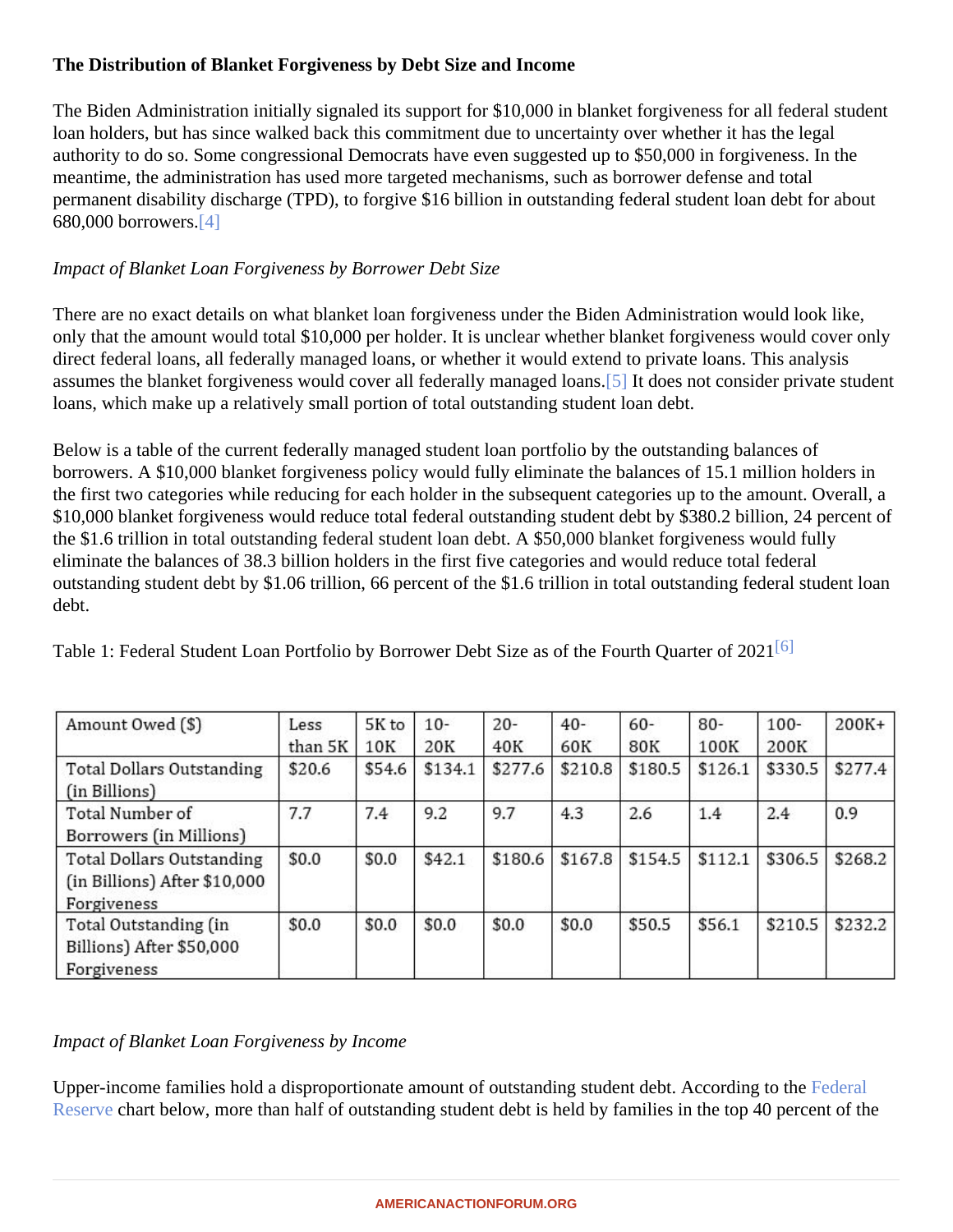**The Distribution of Blanket Forgiveness by Debt Size and Income**

The Biden Administration initially signaled its support for $10,000 in blanket forgiveness for all federal student loan holders, but has since walked back this commitment due to uncertainty over whether it has the legal authority to do so. Some congressional Democrats have even suggested up to $50,000 in forgiveness. In the meantime, the administration has used more targeted mechanisms, such as borrower defense and total permanent disability discharge (TPD), to forgive $16 billion in outstanding federal student loan debt for about 680,000 borrowers.[4]

*Impact of Blanket Loan Forgiveness by Borrower Debt Size*

There are no exact details on what blanket loan forgiveness under the Biden Administration would look like, only that the amount would total $10,000 per holder. It is unclear whether blanket forgiveness would cover only direct federal loans, all federally managed loans, or whether it would extend to private loans. This analysis assumes the blanket forgiveness would cover all federally managed loans.[5] It does not consider private student loans, which make up a relatively small portion of total outstanding student loan debt.

Below is a table of the current federally managed student loan portfolio by the outstanding balances of borrowers. A $10,000 blanket forgiveness policy would fully eliminate the balances of 15.1 million holders in the first two categories while reducing for each holder in the subsequent categories up to the amount. Overall, a $10,000 blanket forgiveness would reduce total federal outstanding student debt by $380.2 billion, 24 percent of the $1.6 trillion in total outstanding federal student loan debt. A $50,000 blanket forgiveness would fully eliminate the balances of 38.3 billion holders in the first five categories and would reduce total federal outstanding student debt by $1.06 trillion, 66 percent of the $1.6 trillion in total outstanding federal student loan debt.

Table 1: Federal Student Loan Portfolio by Borrower Debt Size as of the Fourth Quarter of 2021[6]

| Amount Owed ($) | Less than 5K | 5K to 10K | 10-20K | 20-40K | 40-60K | 60-80K | 80-100K | 100-200K | 200K+ |
|---|---|---|---|---|---|---|---|---|---|
| Total Dollars Outstanding (in Billions) | $20.6 | $54.6 | $134.1 | $277.6 | $210.8 | $180.5 | $126.1 | $330.5 | $277.4 |
| Total Number of Borrowers (in Millions) | 7.7 | 7.4 | 9.2 | 9.7 | 4.3 | 2.6 | 1.4 | 2.4 | 0.9 |
| Total Dollars Outstanding (in Billions) After $10,000 Forgiveness | $0.0 | $0.0 | $42.1 | $180.6 | $167.8 | $154.5 | $112.1 | $306.5 | $268.2 |
| Total Outstanding (in Billions) After $50,000 Forgiveness | $0.0 | $0.0 | $0.0 | $0.0 | $0.0 | $50.5 | $56.1 | $210.5 | $232.2 |

*Impact of Blanket Loan Forgiveness by Income*

Upper-income families hold a disproportionate amount of outstanding student debt. According to the Federal Reserve chart below, more than half of outstanding student debt is held by families in the top 40 percent of the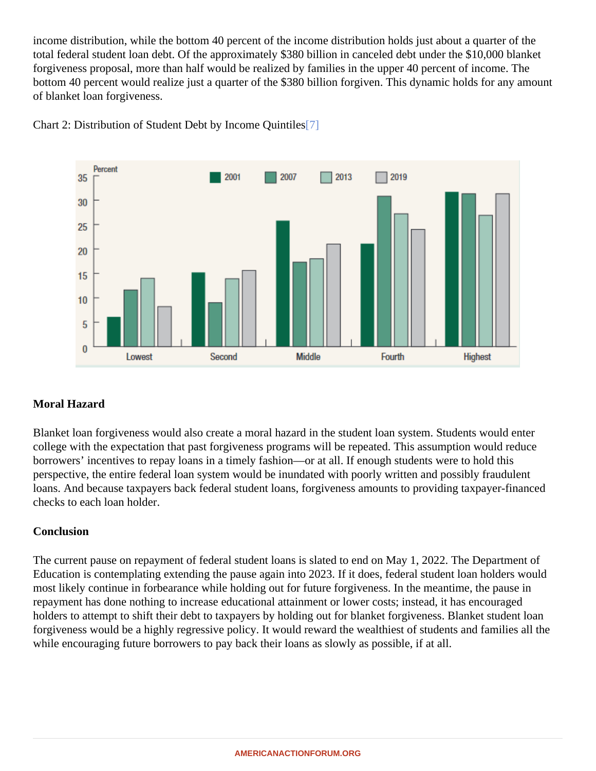income distribution, while the bottom 40 percent of the income distribution holds just about a quarter of the total federal student loan debt. Of the approximately $380 billion in canceled debt under the $10,000 blanket forgiveness proposal, more than half would be realized by families in the upper 40 percent of income. The bottom 40 percent would realize just a quarter of the $380 billion forgiven. This dynamic holds for any amount of blanket loan forgiveness.

Chart 2: Distribution of Student Debt by Income Quintiles[7]

**Moral Hazard**

Blanket loan forgiveness would also create a moral hazard in the student loan system. Students would enter college with the expectation that past forgiveness programs will be repeated. This assumption would reduce borrowers' incentives to repay loans in a timely fashion—or at all. If enough students were to hold this perspective, the entire federal loan system would be inundated with poorly written and possibly fraudulent loans. And because taxpayers back federal student loans, forgiveness amounts to providing taxpayer-financed checks to each loan holder.

**Conclusion**

The current pause on repayment of federal student loans is slated to end on May 1, 2022. The Department of Education is contemplating extending the pause again into 2023. If it does, federal student loan holders would most likely continue in forbearance while holding out for future forgiveness. In the meantime, the pause in repayment has done nothing to increase educational attainment or lower costs; instead, it has encouraged holders to attempt to shift their debt to taxpayers by holding out for blanket forgiveness. Blanket student loan forgiveness would be a highly regressive policy. It would reward the wealthiest of students and families all the while encouraging future borrowers to pay back their loans as slowly as possible, if at all.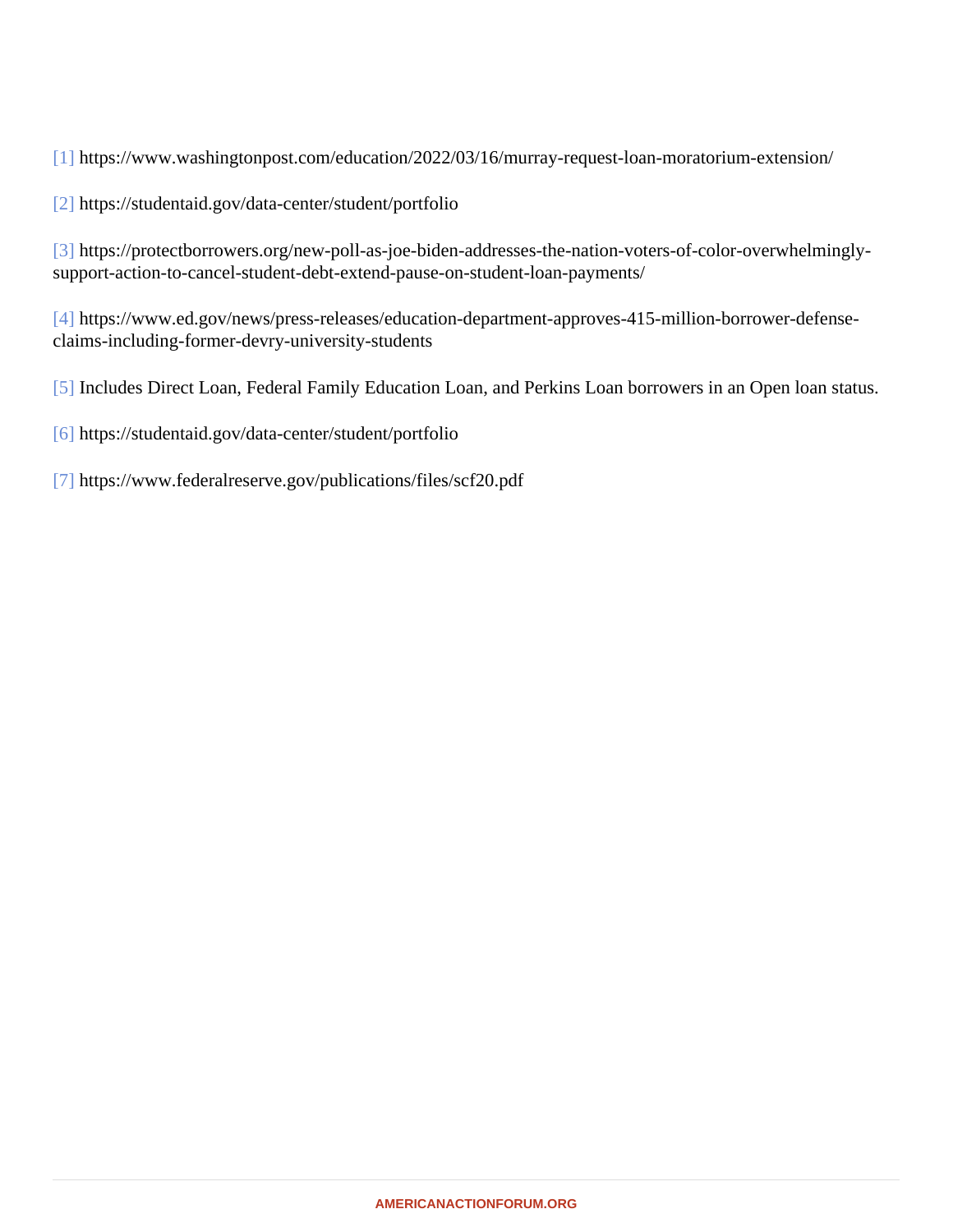[1] https://www.washingtonpost.com/education/2022/03/16/murray-request-loan-moratorium-extension/

[2] https://studentaid.gov/data-center/student/portfolio

[3] https://protectborrowers.org/new-poll-as-joe-biden-addresses-the-nation-voters-of-color-overwhelmingly-support-action-to-cancel-student-debt-extend-pause-on-student-loan-payments/

[4] https://www.ed.gov/news/press-releases/education-department-approves-415-million-borrower-defense-claims-including-former-devry-university-students

[5] Includes Direct Loan, Federal Family Education Loan, and Perkins Loan borrowers in an Open loan status.

[6] https://studentaid.gov/data-center/student/portfolio

[7] https://www.federalreserve.gov/publications/files/scf20.pdf